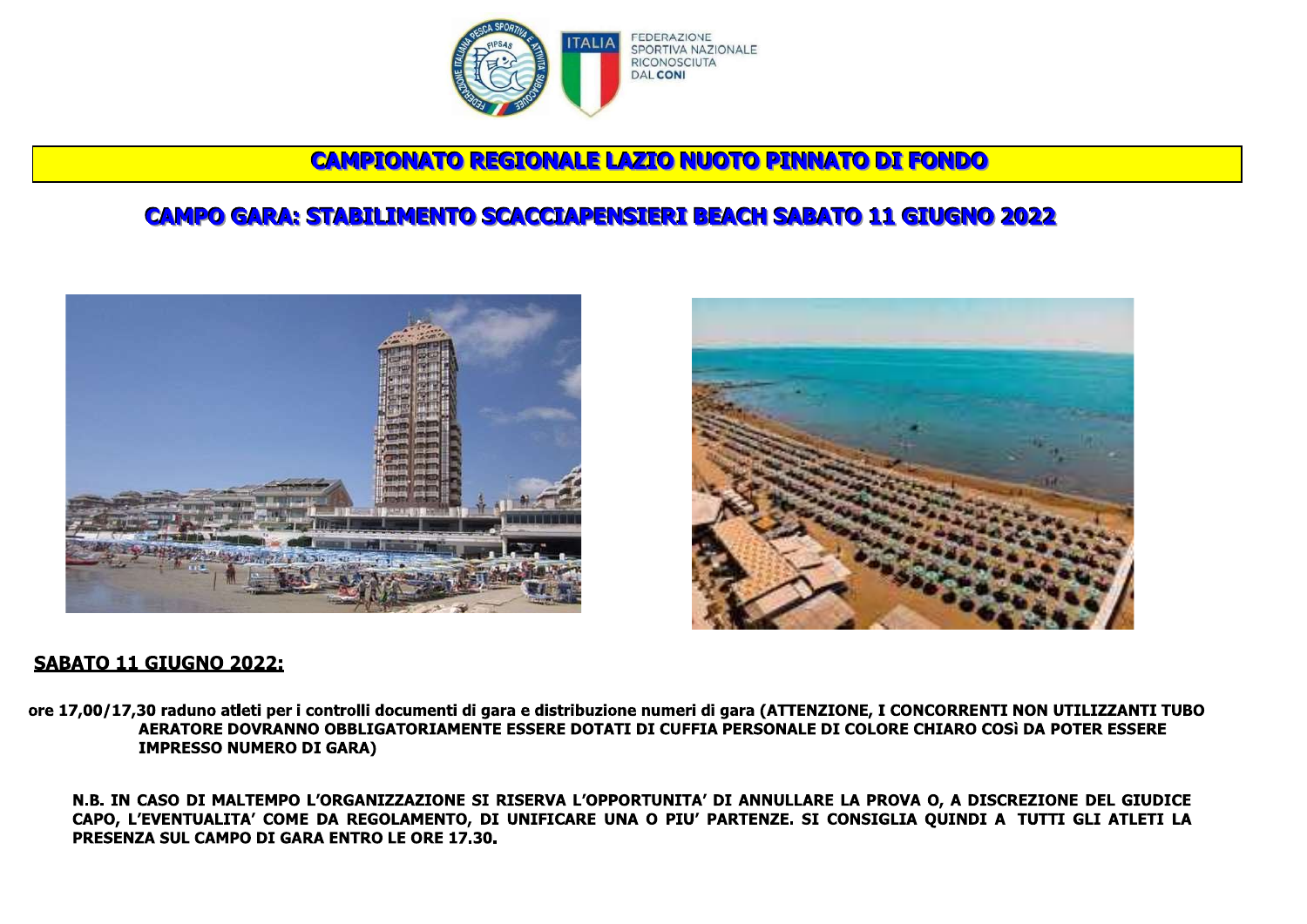FEDERAZIONE SPORTIVA NAZIONALE RICONOSCIUTA DAL CONI

# CAMPIONATO REGIONALE LAZIO NUOTO PINNATO DI FONDO

## CAMPO GARA: STABILIMENTO SCACCIAPENSIERI BEACH SABATO 11 GIUGNO 2022

**SABATO 11 GIUGNO 2022:**

**ore 17,00/17,30 raduno atleti per i controlli documenti di gara e distribuzione numeri di gara (ATTENZIONE, I CONCORRENTI NON UTILIZZANTI TUBO AERATORE DOVRANNO OBBLIGATORIAMENTE ESSERE DOTATI DI CUFFIA PERSONALE DI COLORE CHIARO COSì DA POTER ESSERE IMPRESSO NUMERO DI GARA)**

**N.B. IN CASO DI MALTEMPO L'ORGANIZZAZIONE SI RISERVA L'OPPORTUNITA' DI ANNULLARE LA PROVA O, A DISCREZIONE DEL GIUDICE CAPO, L'EVENTUALITA' COME DA REGOLAMENTO, DI UNIFICARE UNA O PIU' PARTENZE. SI CONSIGLIA QUINDI A TUTTI GLI ATLETI LA PRESENZA SUL CAMPO DI GARA ENTRO LE ORE 17.30.**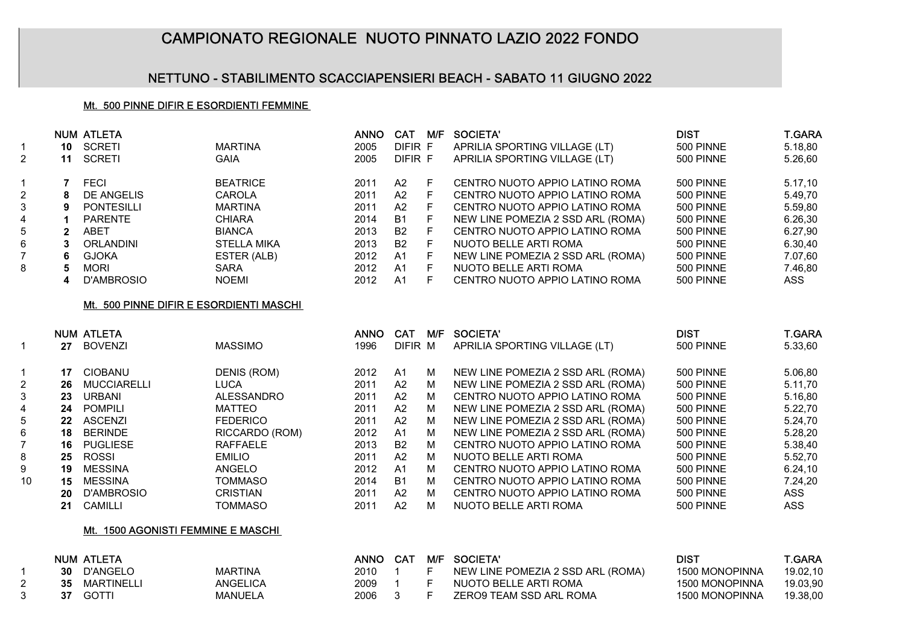# CAMPIONATO REGIONALE NUOTO PINNATO LAZIO 2022 FONDO

## NETTUNO - STABILIMENTO SCACCIAPENSIERI BEACH - SABATO 11 GIUGNO 2022

### Mt. 500 PINNE DIFIR E ESORDIENTI FEMMINE

| | NUM | ATLETA | | ANNO | CAT | M/F | SOCIETA' | DIST | T.GARA |
|---|---|---|---|---|---|---|---|---|---|
| 1 | 10 | SCRETI | MARTINA | 2005 | DIFIR | F | APRILIA SPORTING VILLAGE (LT) | 500 PINNE | 5.18,80 |
| 2 | 11 | SCRETI | GAIA | 2005 | DIFIR | F | APRILIA SPORTING VILLAGE (LT) | 500 PINNE | 5.26,60 |
| 1 | 7 | FECI | BEATRICE | 2011 | A2 | F | CENTRO NUOTO APPIO LATINO ROMA | 500 PINNE | 5.17,10 |
| 2 | 8 | DE ANGELIS | CAROLA | 2011 | A2 | F | CENTRO NUOTO APPIO LATINO ROMA | 500 PINNE | 5.49,70 |
| 3 | 9 | PONTESILLI | MARTINA | 2011 | A2 | F | CENTRO NUOTO APPIO LATINO ROMA | 500 PINNE | 5.59,80 |
| 4 | 1 | PARENTE | CHIARA | 2014 | B1 | F | NEW LINE POMEZIA 2 SSD ARL (ROMA) | 500 PINNE | 6.26,30 |
| 5 | 2 | ABET | BIANCA | 2013 | B2 | F | CENTRO NUOTO APPIO LATINO ROMA | 500 PINNE | 6.27,90 |
| 6 | 3 | ORLANDINI | STELLA MIKA | 2013 | B2 | F | NUOTO BELLE ARTI ROMA | 500 PINNE | 6.30,40 |
| 7 | 6 | GJOKA | ESTER (ALB) | 2012 | A1 | F | NEW LINE POMEZIA 2 SSD ARL (ROMA) | 500 PINNE | 7.07,60 |
| 8 | 5 | MORI | SARA | 2012 | A1 | F | NUOTO BELLE ARTI ROMA | 500 PINNE | 7.46,80 |
| | 4 | D'AMBROSIO | NOEMI | 2012 | A1 | F | CENTRO NUOTO APPIO LATINO ROMA | 500 PINNE | ASS |

### Mt. 500 PINNE DIFIR E ESORDIENTI MASCHI

| | NUM | ATLETA | | ANNO | CAT | M/F | SOCIETA' | DIST | T.GARA |
|---|---|---|---|---|---|---|---|---|---|
| 1 | 27 | BOVENZI | MASSIMO | 1996 | DIFIR | M | APRILIA SPORTING VILLAGE (LT) | 500 PINNE | 5.33,60 |
| 1 | 17 | CIOBANU | DENIS (ROM) | 2012 | A1 | M | NEW LINE POMEZIA 2 SSD ARL (ROMA) | 500 PINNE | 5.06,80 |
| 2 | 26 | MUCCIARELLI | LUCA | 2011 | A2 | M | NEW LINE POMEZIA 2 SSD ARL (ROMA) | 500 PINNE | 5.11,70 |
| 3 | 23 | URBANI | ALESSANDRO | 2011 | A2 | M | CENTRO NUOTO APPIO LATINO ROMA | 500 PINNE | 5.16,80 |
| 4 | 24 | POMPILI | MATTEO | 2011 | A2 | M | NEW LINE POMEZIA 2 SSD ARL (ROMA) | 500 PINNE | 5.22,70 |
| 5 | 22 | ASCENZI | FEDERICO | 2011 | A2 | M | NEW LINE POMEZIA 2 SSD ARL (ROMA) | 500 PINNE | 5.24,70 |
| 6 | 18 | BERINDE | RICCARDO (ROM) | 2012 | A1 | M | NEW LINE POMEZIA 2 SSD ARL (ROMA) | 500 PINNE | 5.28,20 |
| 7 | 16 | PUGLIESE | RAFFAELE | 2013 | B2 | M | CENTRO NUOTO APPIO LATINO ROMA | 500 PINNE | 5.38,40 |
| 8 | 25 | ROSSI | EMILIO | 2011 | A2 | M | NUOTO BELLE ARTI ROMA | 500 PINNE | 5.52,70 |
| 9 | 19 | MESSINA | ANGELO | 2012 | A1 | M | CENTRO NUOTO APPIO LATINO ROMA | 500 PINNE | 6.24,10 |
| 10 | 15 | MESSINA | TOMMASO | 2014 | B1 | M | CENTRO NUOTO APPIO LATINO ROMA | 500 PINNE | 7.24,20 |
| | 20 | D'AMBROSIO | CRISTIAN | 2011 | A2 | M | CENTRO NUOTO APPIO LATINO ROMA | 500 PINNE | ASS |
| | 21 | CAMILLI | TOMMASO | 2011 | A2 | M | NUOTO BELLE ARTI ROMA | 500 PINNE | ASS |

### Mt. 1500 AGONISTI FEMMINE E MASCHI

| | NUM | ATLETA | | ANNO | CAT | M/F | SOCIETA' | DIST | T.GARA |
|---|---|---|---|---|---|---|---|---|---|
| 1 | 30 | D'ANGELO | MARTINA | 2010 | 1 | F | NEW LINE POMEZIA 2 SSD ARL (ROMA) | 1500 MONOPINNA | 19.02,10 |
| 2 | 35 | MARTINELLI | ANGELICA | 2009 | 1 | F | NUOTO BELLE ARTI ROMA | 1500 MONOPINNA | 19.03,90 |
| 3 | 37 | GOTTI | MANUELA | 2006 | 3 | F | ZERO9 TEAM SSD ARL ROMA | 1500 MONOPINNA | 19.38,00 |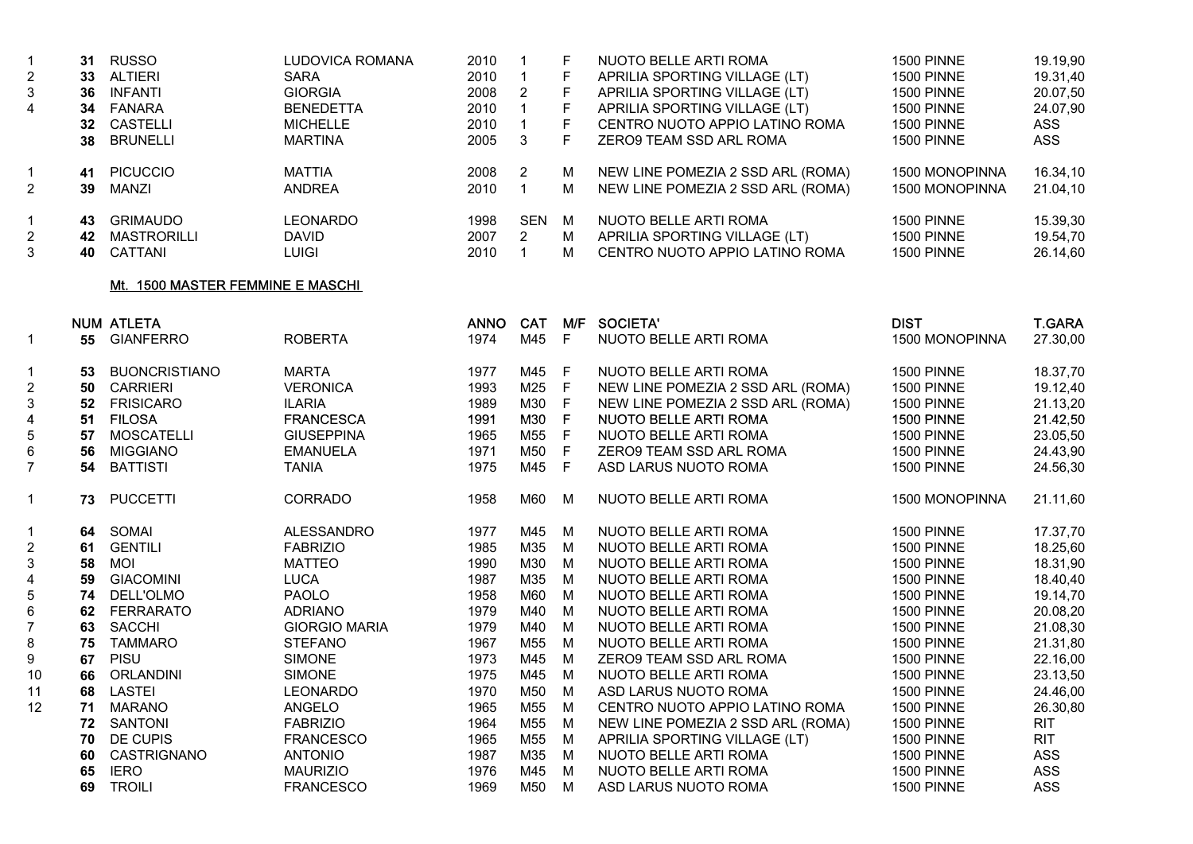| | | | | | | | | | |
|---|---|---|---|---|---|---|---|---|---|
| 1 | 31 | RUSSO | LUDOVICA ROMANA | 2010 | 1 | F | NUOTO BELLE ARTI ROMA | 1500 PINNE | 19.19,90 |
| 2 | 33 | ALTIERI | SARA | 2010 | 1 | F | APRILIA SPORTING VILLAGE (LT) | 1500 PINNE | 19.31,40 |
| 3 | 36 | INFANTI | GIORGIA | 2008 | 2 | F | APRILIA SPORTING VILLAGE (LT) | 1500 PINNE | 20.07,50 |
| 4 | 34 | FANARA | BENEDETTA | 2010 | 1 | F | APRILIA SPORTING VILLAGE (LT) | 1500 PINNE | 24.07,90 |
| | 32 | CASTELLI | MICHELLE | 2010 | 1 | F | CENTRO NUOTO APPIO LATINO ROMA | 1500 PINNE | ASS |
| | 38 | BRUNELLI | MARTINA | 2005 | 3 | F | ZERO9 TEAM SSD ARL ROMA | 1500 PINNE | ASS |
| | | | | | | | | | |
| 1 | 41 | PICUCCIO | MATTIA | 2008 | 2 | M | NEW LINE POMEZIA 2 SSD ARL (ROMA) | 1500 MONOPINNA | 16.34,10 |
| 2 | 39 | MANZI | ANDREA | 2010 | 1 | M | NEW LINE POMEZIA 2 SSD ARL (ROMA) | 1500 MONOPINNA | 21.04,10 |
| | | | | | | | | | |
| 1 | 43 | GRIMAUDO | LEONARDO | 1998 | SEN | M | NUOTO BELLE ARTI ROMA | 1500 PINNE | 15.39,30 |
| 2 | 42 | MASTRORILLI | DAVID | 2007 | 2 | M | APRILIA SPORTING VILLAGE (LT) | 1500 PINNE | 19.54,70 |
| 3 | 40 | CATTANI | LUIGI | 2010 | 1 | M | CENTRO NUOTO APPIO LATINO ROMA | 1500 PINNE | 26.14,60 |

Mt. 1500 MASTER FEMMINE E MASCHI

| | NUM | ATLETA | | ANNO | CAT | M/F | SOCIETA' | DIST | T.GARA |
|---|---|---|---|---|---|---|---|---|---|
| 1 | 55 | GIANFERRO | ROBERTA | 1974 | M45 | F | NUOTO BELLE ARTI ROMA | 1500 MONOPINNA | 27.30,00 |
| | | | | | | | | | |
| 1 | 53 | BUONCRISTIANO | MARTA | 1977 | M45 | F | NUOTO BELLE ARTI ROMA | 1500 PINNE | 18.37,70 |
| 2 | 50 | CARRIERI | VERONICA | 1993 | M25 | F | NEW LINE POMEZIA 2 SSD ARL (ROMA) | 1500 PINNE | 19.12,40 |
| 3 | 52 | FRISICARO | ILARIA | 1989 | M30 | F | NEW LINE POMEZIA 2 SSD ARL (ROMA) | 1500 PINNE | 21.13,20 |
| 4 | 51 | FILOSA | FRANCESCA | 1991 | M30 | F | NUOTO BELLE ARTI ROMA | 1500 PINNE | 21.42,50 |
| 5 | 57 | MOSCATELLI | GIUSEPPINA | 1965 | M55 | F | NUOTO BELLE ARTI ROMA | 1500 PINNE | 23.05,50 |
| 6 | 56 | MIGGIANO | EMANUELA | 1971 | M50 | F | ZERO9 TEAM SSD ARL ROMA | 1500 PINNE | 24.43,90 |
| 7 | 54 | BATTISTI | TANIA | 1975 | M45 | F | ASD LARUS NUOTO ROMA | 1500 PINNE | 24.56,30 |
| | | | | | | | | | |
| 1 | 73 | PUCCETTI | CORRADO | 1958 | M60 | M | NUOTO BELLE ARTI ROMA | 1500 MONOPINNA | 21.11,60 |
| | | | | | | | | | |
| 1 | 64 | SOMAI | ALESSANDRO | 1977 | M45 | M | NUOTO BELLE ARTI ROMA | 1500 PINNE | 17.37,70 |
| 2 | 61 | GENTILI | FABRIZIO | 1985 | M35 | M | NUOTO BELLE ARTI ROMA | 1500 PINNE | 18.25,60 |
| 3 | 58 | MOI | MATTEO | 1990 | M30 | M | NUOTO BELLE ARTI ROMA | 1500 PINNE | 18.31,90 |
| 4 | 59 | GIACOMINI | LUCA | 1987 | M35 | M | NUOTO BELLE ARTI ROMA | 1500 PINNE | 18.40,40 |
| 5 | 74 | DELL'OLMO | PAOLO | 1958 | M60 | M | NUOTO BELLE ARTI ROMA | 1500 PINNE | 19.14,70 |
| 6 | 62 | FERRARATO | ADRIANO | 1979 | M40 | M | NUOTO BELLE ARTI ROMA | 1500 PINNE | 20.08,20 |
| 7 | 63 | SACCHI | GIORGIO MARIA | 1979 | M40 | M | NUOTO BELLE ARTI ROMA | 1500 PINNE | 21.08,30 |
| 8 | 75 | TAMMARO | STEFANO | 1967 | M55 | M | NUOTO BELLE ARTI ROMA | 1500 PINNE | 21.31,80 |
| 9 | 67 | PISU | SIMONE | 1973 | M45 | M | ZERO9 TEAM SSD ARL ROMA | 1500 PINNE | 22.16,00 |
| 10 | 66 | ORLANDINI | SIMONE | 1975 | M45 | M | NUOTO BELLE ARTI ROMA | 1500 PINNE | 23.13,50 |
| 11 | 68 | LASTEI | LEONARDO | 1970 | M50 | M | ASD LARUS NUOTO ROMA | 1500 PINNE | 24.46,00 |
| 12 | 71 | MARANO | ANGELO | 1965 | M55 | M | CENTRO NUOTO APPIO LATINO ROMA | 1500 PINNE | 26.30,80 |
| | 72 | SANTONI | FABRIZIO | 1964 | M55 | M | NEW LINE POMEZIA 2 SSD ARL (ROMA) | 1500 PINNE | RIT |
| | 70 | DE CUPIS | FRANCESCO | 1965 | M55 | M | APRILIA SPORTING VILLAGE (LT) | 1500 PINNE | RIT |
| | 60 | CASTRIGNANO | ANTONIO | 1987 | M35 | M | NUOTO BELLE ARTI ROMA | 1500 PINNE | ASS |
| | 65 | IERO | MAURIZIO | 1976 | M45 | M | NUOTO BELLE ARTI ROMA | 1500 PINNE | ASS |
| | 69 | TROILI | FRANCESCO | 1969 | M50 | M | ASD LARUS NUOTO ROMA | 1500 PINNE | ASS |